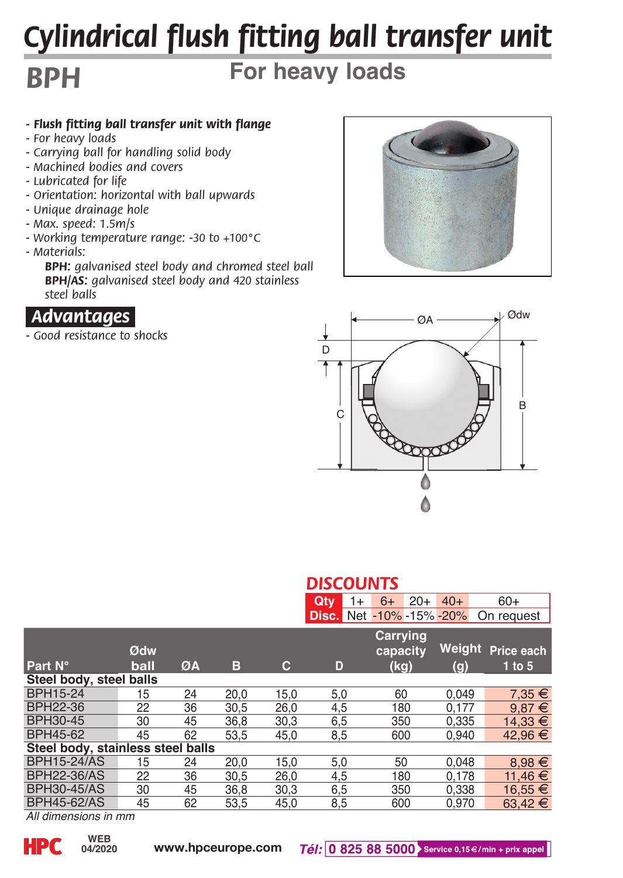# Cylindrical flush fitting ball transfer unit

## BPH

## For heavy loads

- ***Flush fitting ball transfer unit with flange***
- *For heavy loads*
- *Carrying ball for handling solid body*
- *Machined bodies and covers*
- *Lubricated for life*
- *Orientation: horizontal with ball upwards*
- *Unique drainage hole*
- *Max. speed: 1.5m/s*
- *Working temperature range: -30 to +100°C*
- *Materials:*
  - **BPH:** *galvanised steel body and chromed steel ball*
  - **BPH/AS:** *galvanised steel body and 420 stainless steel balls*

## Advantages

- *Good resistance to shocks*

## DISCOUNTS

| Qty | 1+ | 6+ | 20+ | 40+ | 60+ |
|---|---|---|---|---|---|
| Disc. | Net | -10% | -15% | -20% | On request |

| Part N° | Ødw ball | ØA | B | C | D | Carrying capacity (kg) | Weight (g) | Price each 1 to 5 |
|---|---|---|---|---|---|---|---|---|
| **Steel body, steel balls** | | | | | | | | |
| BPH15-24 | 15 | 24 | 20,0 | 15,0 | 5,0 | 60 | 0,049 | 7,35 € |
| BPH22-36 | 22 | 36 | 30,5 | 26,0 | 4,5 | 180 | 0,177 | 9,87 € |
| BPH30-45 | 30 | 45 | 36,8 | 30,3 | 6,5 | 350 | 0,335 | 14,33 € |
| BPH45-62 | 45 | 62 | 53,5 | 45,0 | 8,5 | 600 | 0,940 | 42,96 € |
| **Steel body, stainless steel balls** | | | | | | | | |
| BPH15-24/AS | 15 | 24 | 20,0 | 15,0 | 5,0 | 50 | 0,048 | 8,98 € |
| BPH22-36/AS | 22 | 36 | 30,5 | 26,0 | 4,5 | 180 | 0,178 | 11,46 € |
| BPH30-45/AS | 30 | 45 | 36,8 | 30,3 | 6,5 | 350 | 0,338 | 16,55 € |
| BPH45-62/AS | 45 | 62 | 53,5 | 45,0 | 8,5 | 600 | 0,970 | 63,42 € |

*All dimensions in mm*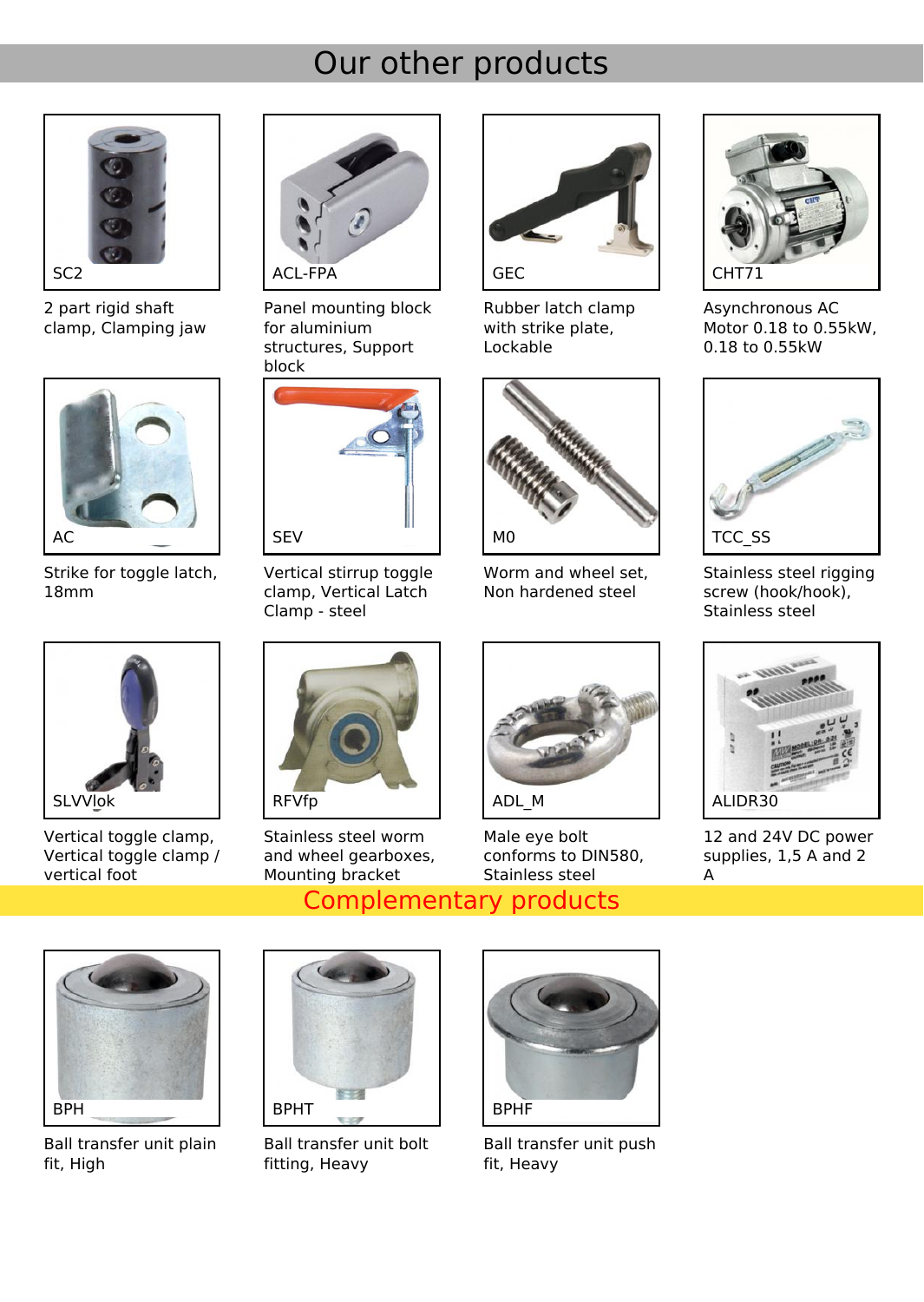# Our other products

SC2

2 part rigid shaft clamp, Clamping jaw

ACL-FPA

Panel mounting block for aluminium structures, Support block

GEC

Rubber latch clamp with strike plate, Lockable

CHT71

Asynchronous AC Motor 0.18 to 0.55kW, 0.18 to 0.55kW

AC

Strike for toggle latch, 18mm

SEV

Vertical stirrup toggle clamp, Vertical Latch Clamp - steel

M0

Worm and wheel set, Non hardened steel

TCC_SS

Stainless steel rigging screw (hook/hook), Stainless steel

SLVVlok

Vertical toggle clamp, Vertical toggle clamp / vertical foot

RFVfp

Stainless steel worm and wheel gearboxes, Mounting bracket

ADL_M

Male eye bolt conforms to DIN580, Stainless steel

ALIDR30

12 and 24V DC power supplies, 1,5 A and 2 A

# Complementary products

BPH

Ball transfer unit plain fit, High

BPHT

Ball transfer unit bolt fitting, Heavy

BPHF

Ball transfer unit push fit, Heavy